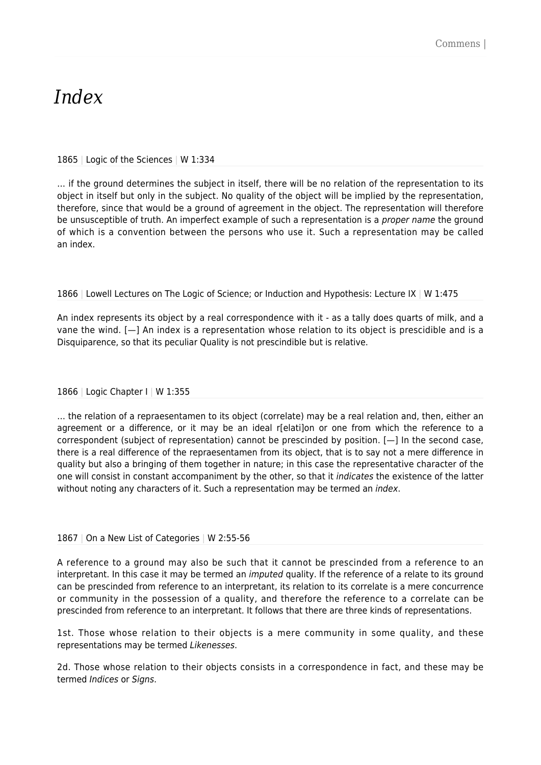# *Index*

1865 | Logic of the Sciences | W 1:334

… if the ground determines the subject in itself, there will be no relation of the representation to its object in itself but only in the subject. No quality of the object will be implied by the representation, therefore, since that would be a ground of agreement in the object. The representation will therefore be unsusceptible of truth. An imperfect example of such a representation is a *proper name* the ground of which is a convention between the persons who use it. Such a representation may be called an index.

1866 | Lowell Lectures on The Logic of Science; or Induction and Hypothesis: Lecture IX | W 1:475

An index represents its object by a real correspondence with it - as a tally does quarts of milk, and a vane the wind. [—] An index is a representation whose relation to its object is prescidible and is a Disquiparence, so that its peculiar Quality is not prescindible but is relative.

1866 | Logic Chapter I | W 1:355

… the relation of a repraesentamen to its object (correlate) may be a real relation and, then, either an agreement or a difference, or it may be an ideal r[elati]on or one from which the reference to a correspondent (subject of representation) cannot be prescinded by position. [—] In the second case, there is a real difference of the repraesentamen from its object, that is to say not a mere difference in quality but also a bringing of them together in nature; in this case the representative character of the one will consist in constant accompaniment by the other, so that it *indicates* the existence of the latter without noting any characters of it. Such a representation may be termed an *index*.

1867 | On a New List of Categories | W 2:55-56

A reference to a ground may also be such that it cannot be prescinded from a reference to an interpretant. In this case it may be termed an *imputed* quality. If the reference of a relate to its ground can be prescinded from reference to an interpretant, its relation to its correlate is a mere concurrence or community in the possession of a quality, and therefore the reference to a correlate can be prescinded from reference to an interpretant. It follows that there are three kinds of representations.

1st. Those whose relation to their objects is a mere community in some quality, and these representations may be termed *Likenesses*.

2d. Those whose relation to their objects consists in a correspondence in fact, and these may be termed *Indices* or *Signs*.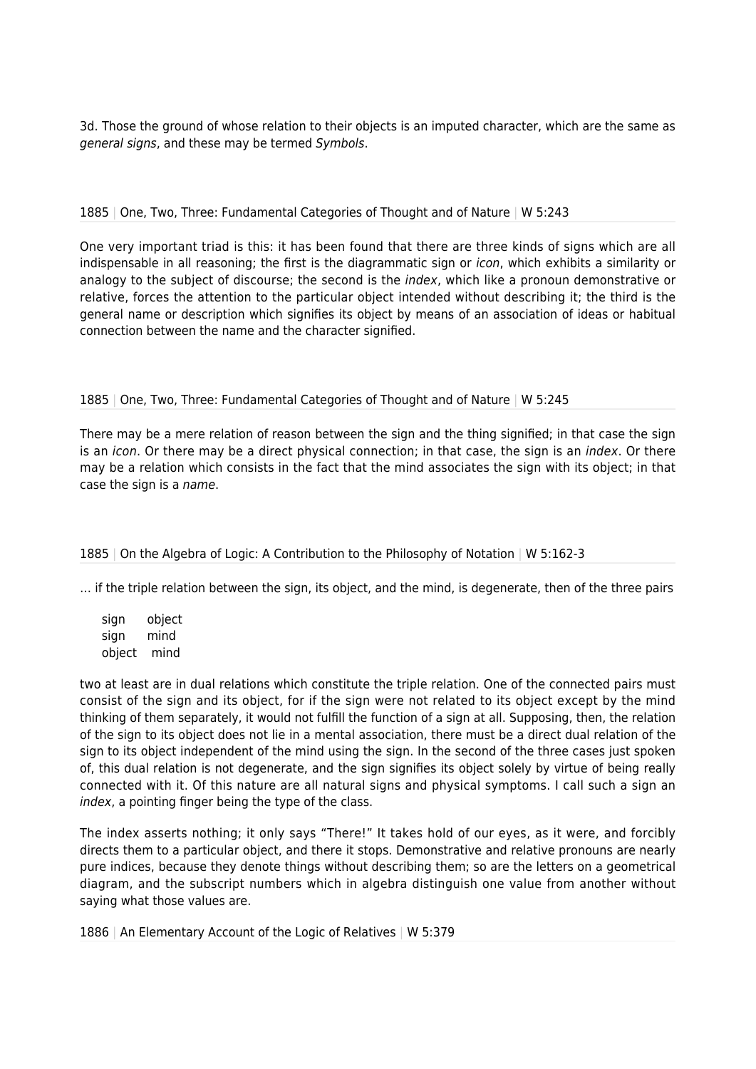3d. Those the ground of whose relation to their objects is an imputed character, which are the same as *general signs*, and these may be termed *Symbols*.

1885 | One, Two, Three: Fundamental Categories of Thought and of Nature | W 5:243

One very important triad is this: it has been found that there are three kinds of signs which are all indispensable in all reasoning; the first is the diagrammatic sign or *icon*, which exhibits a similarity or analogy to the subject of discourse; the second is the *index*, which like a pronoun demonstrative or relative, forces the attention to the particular object intended without describing it; the third is the general name or description which signifies its object by means of an association of ideas or habitual connection between the name and the character signified.

1885 | One, Two, Three: Fundamental Categories of Thought and of Nature | W 5:245

There may be a mere relation of reason between the sign and the thing signified; in that case the sign is an *icon*. Or there may be a direct physical connection; in that case, the sign is an *index*. Or there may be a relation which consists in the fact that the mind associates the sign with its object; in that case the sign is a *name*.

1885 | On the Algebra of Logic: A Contribution to the Philosophy of Notation | W 5:162-3

… if the triple relation between the sign, its object, and the mind, is degenerate, then of the three pairs

sign object
sign mind
object mind

two at least are in dual relations which constitute the triple relation. One of the connected pairs must consist of the sign and its object, for if the sign were not related to its object except by the mind thinking of them separately, it would not fulfill the function of a sign at all. Supposing, then, the relation of the sign to its object does not lie in a mental association, there must be a direct dual relation of the sign to its object independent of the mind using the sign. In the second of the three cases just spoken of, this dual relation is not degenerate, and the sign signifies its object solely by virtue of being really connected with it. Of this nature are all natural signs and physical symptoms. I call such a sign an *index*, a pointing finger being the type of the class.

The index asserts nothing; it only says "There!" It takes hold of our eyes, as it were, and forcibly directs them to a particular object, and there it stops. Demonstrative and relative pronouns are nearly pure indices, because they denote things without describing them; so are the letters on a geometrical diagram, and the subscript numbers which in algebra distinguish one value from another without saying what those values are.

1886 | An Elementary Account of the Logic of Relatives | W 5:379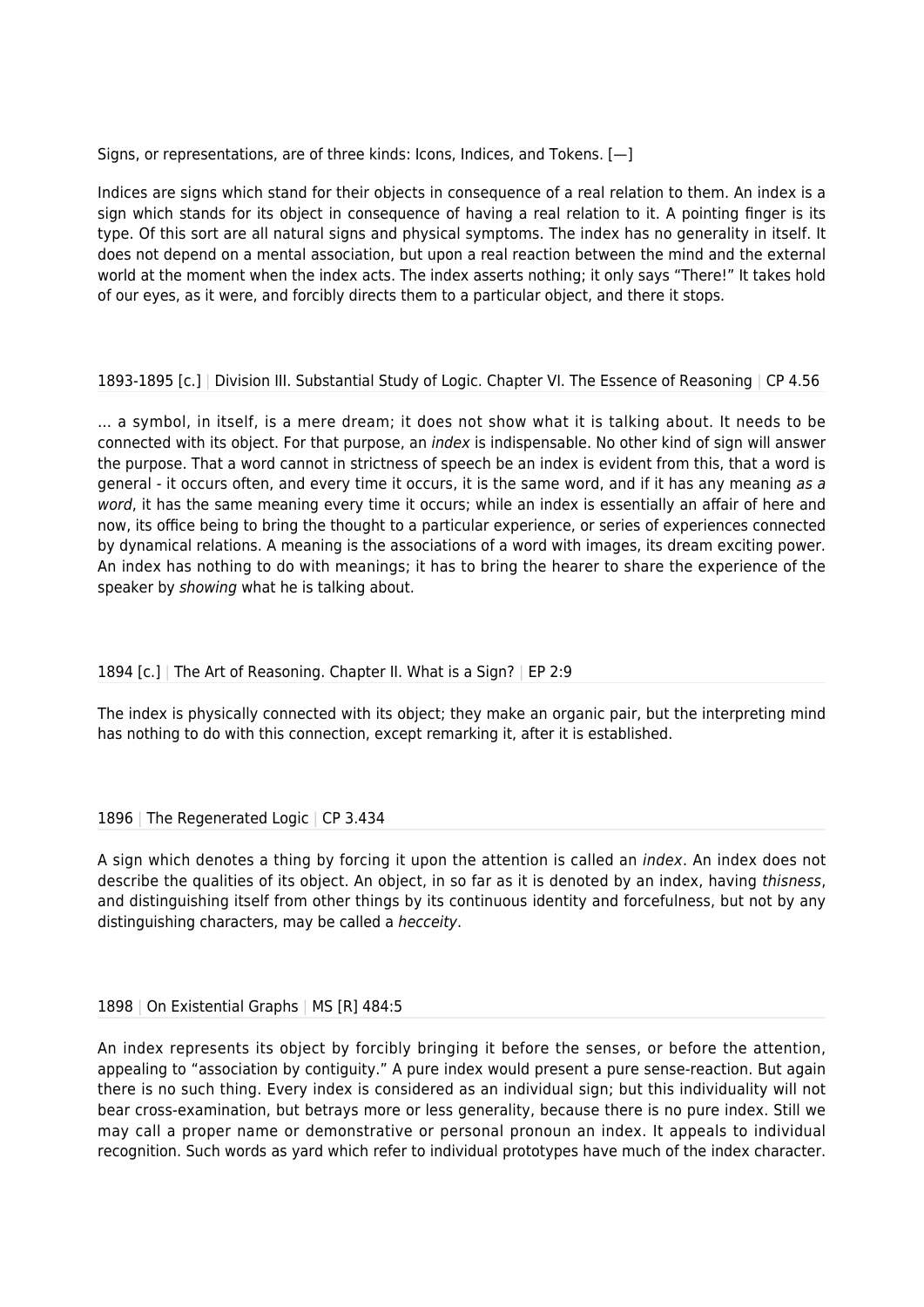Signs, or representations, are of three kinds: Icons, Indices, and Tokens. [—]

Indices are signs which stand for their objects in consequence of a real relation to them. An index is a sign which stands for its object in consequence of having a real relation to it. A pointing finger is its type. Of this sort are all natural signs and physical symptoms. The index has no generality in itself. It does not depend on a mental association, but upon a real reaction between the mind and the external world at the moment when the index acts. The index asserts nothing; it only says "There!" It takes hold of our eyes, as it were, and forcibly directs them to a particular object, and there it stops.

1893-1895 [c.] | Division III. Substantial Study of Logic. Chapter VI. The Essence of Reasoning | CP 4.56

… a symbol, in itself, is a mere dream; it does not show what it is talking about. It needs to be connected with its object. For that purpose, an *index* is indispensable. No other kind of sign will answer the purpose. That a word cannot in strictness of speech be an index is evident from this, that a word is general - it occurs often, and every time it occurs, it is the same word, and if it has any meaning *as a word*, it has the same meaning every time it occurs; while an index is essentially an affair of here and now, its office being to bring the thought to a particular experience, or series of experiences connected by dynamical relations. A meaning is the associations of a word with images, its dream exciting power. An index has nothing to do with meanings; it has to bring the hearer to share the experience of the speaker by *showing* what he is talking about.

1894 [c.] | The Art of Reasoning. Chapter II. What is a Sign? | EP 2:9

The index is physically connected with its object; they make an organic pair, but the interpreting mind has nothing to do with this connection, except remarking it, after it is established.

1896 | The Regenerated Logic | CP 3.434

A sign which denotes a thing by forcing it upon the attention is called an *index*. An index does not describe the qualities of its object. An object, in so far as it is denoted by an index, having *thisness*, and distinguishing itself from other things by its continuous identity and forcefulness, but not by any distinguishing characters, may be called a *hecceity*.

1898 | On Existential Graphs | MS [R] 484:5

An index represents its object by forcibly bringing it before the senses, or before the attention, appealing to "association by contiguity." A pure index would present a pure sense-reaction. But again there is no such thing. Every index is considered as an individual sign; but this individuality will not bear cross-examination, but betrays more or less generality, because there is no pure index. Still we may call a proper name or demonstrative or personal pronoun an index. It appeals to individual recognition. Such words as yard which refer to individual prototypes have much of the index character.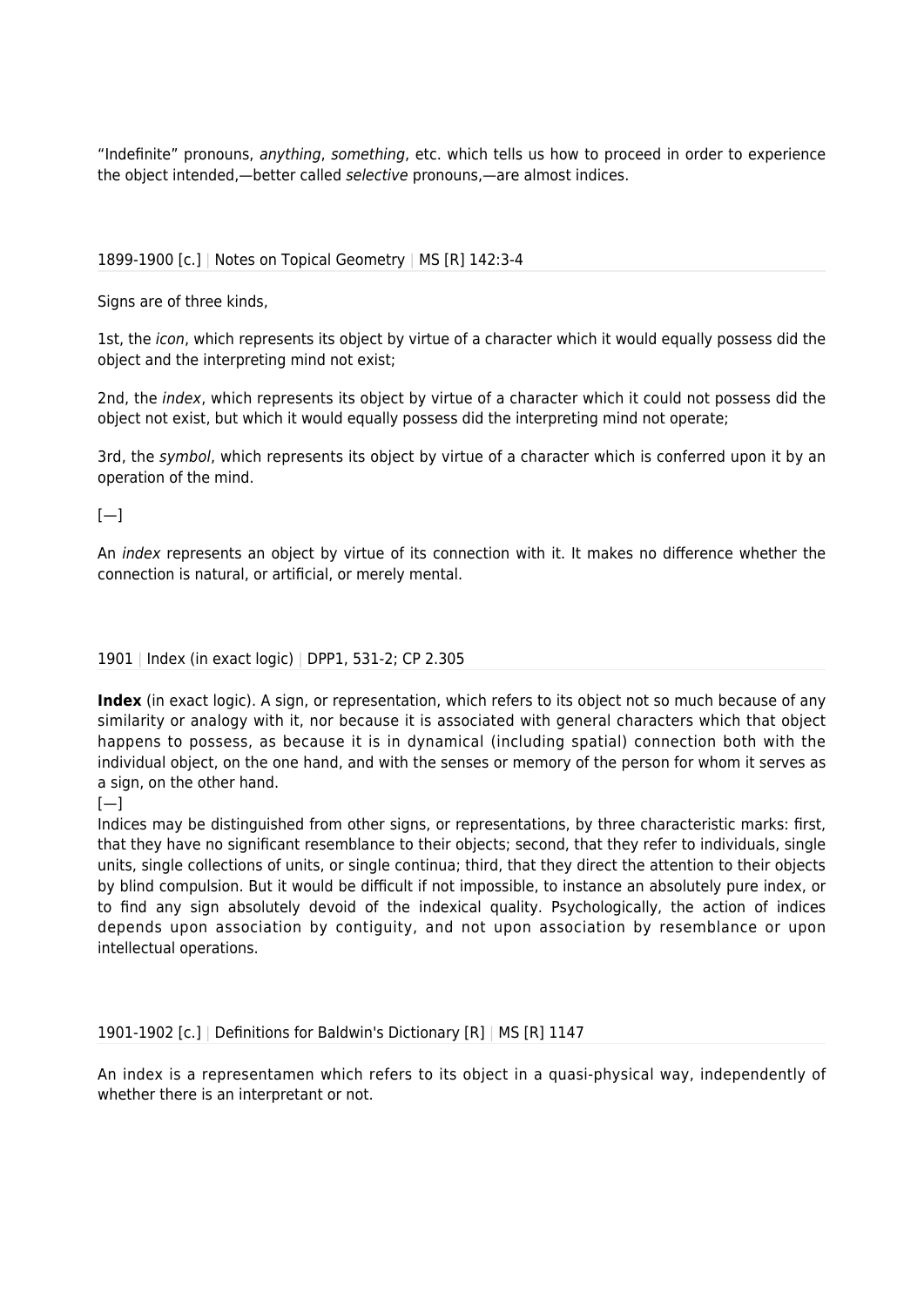"Indefinite" pronouns, *anything*, *something*, etc. which tells us how to proceed in order to experience the object intended,—better called *selective* pronouns,—are almost indices.

1899-1900 [c.] | Notes on Topical Geometry | MS [R] 142:3-4

Signs are of three kinds,

1st, the *icon*, which represents its object by virtue of a character which it would equally possess did the object and the interpreting mind not exist;

2nd, the *index*, which represents its object by virtue of a character which it could not possess did the object not exist, but which it would equally possess did the interpreting mind not operate;

3rd, the *symbol*, which represents its object by virtue of a character which is conferred upon it by an operation of the mind.

[—]

An *index* represents an object by virtue of its connection with it. It makes no difference whether the connection is natural, or artificial, or merely mental.

1901 | Index (in exact logic) | DPP1, 531-2; CP 2.305

**Index** (in exact logic). A sign, or representation, which refers to its object not so much because of any similarity or analogy with it, nor because it is associated with general characters which that object happens to possess, as because it is in dynamical (including spatial) connection both with the individual object, on the one hand, and with the senses or memory of the person for whom it serves as a sign, on the other hand.
[—]
Indices may be distinguished from other signs, or representations, by three characteristic marks: first, that they have no significant resemblance to their objects; second, that they refer to individuals, single units, single collections of units, or single continua; third, that they direct the attention to their objects by blind compulsion. But it would be difficult if not impossible, to instance an absolutely pure index, or to find any sign absolutely devoid of the indexical quality. Psychologically, the action of indices depends upon association by contiguity, and not upon association by resemblance or upon intellectual operations.

1901-1902 [c.] | Definitions for Baldwin's Dictionary [R] | MS [R] 1147

An index is a representamen which refers to its object in a quasi-physical way, independently of whether there is an interpretant or not.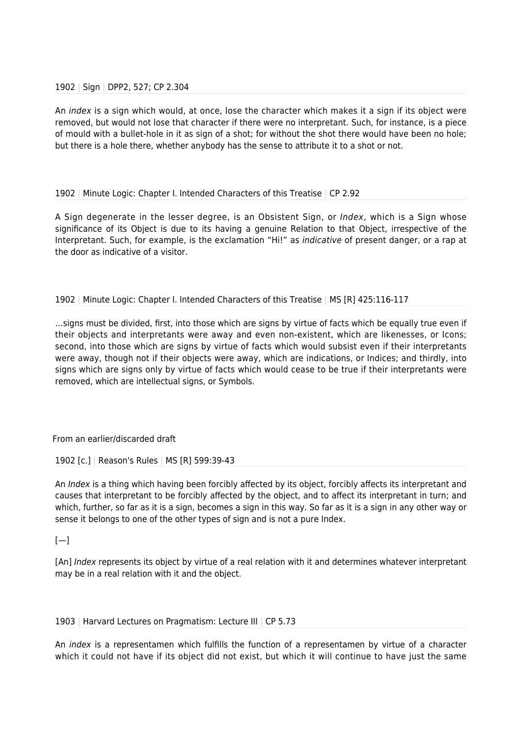1902 | Sign | DPP2, 527; CP 2.304

An *index* is a sign which would, at once, lose the character which makes it a sign if its object were removed, but would not lose that character if there were no interpretant. Such, for instance, is a piece of mould with a bullet-hole in it as sign of a shot; for without the shot there would have been no hole; but there is a hole there, whether anybody has the sense to attribute it to a shot or not.

1902 | Minute Logic: Chapter I. Intended Characters of this Treatise | CP 2.92

A Sign degenerate in the lesser degree, is an Obsistent Sign, or *Index*, which is a Sign whose significance of its Object is due to its having a genuine Relation to that Object, irrespective of the Interpretant. Such, for example, is the exclamation "Hi!" as *indicative* of present danger, or a rap at the door as indicative of a visitor.

1902 | Minute Logic: Chapter I. Intended Characters of this Treatise | MS [R] 425:116-117

…signs must be divided, first, into those which are signs by virtue of facts which be equally true even if their objects and interpretants were away and even non-existent, which are likenesses, or Icons; second, into those which are signs by virtue of facts which would subsist even if their interpretants were away, though not if their objects were away, which are indications, or Indices; and thirdly, into signs which are signs only by virtue of facts which would cease to be true if their interpretants were removed, which are intellectual signs, or Symbols.

From an earlier/discarded draft

1902 [c.] | Reason's Rules | MS [R] 599:39-43

An *Index* is a thing which having been forcibly affected by its object, forcibly affects its interpretant and causes that interpretant to be forcibly affected by the object, and to affect its interpretant in turn; and which, further, so far as it is a sign, becomes a sign in this way. So far as it is a sign in any other way or sense it belongs to one of the other types of sign and is not a pure Index.

[—]

[An] *Index* represents its object by virtue of a real relation with it and determines whatever interpretant may be in a real relation with it and the object.

1903 | Harvard Lectures on Pragmatism: Lecture III | CP 5.73

An *index* is a representamen which fulfills the function of a representamen by virtue of a character which it could not have if its object did not exist, but which it will continue to have just the same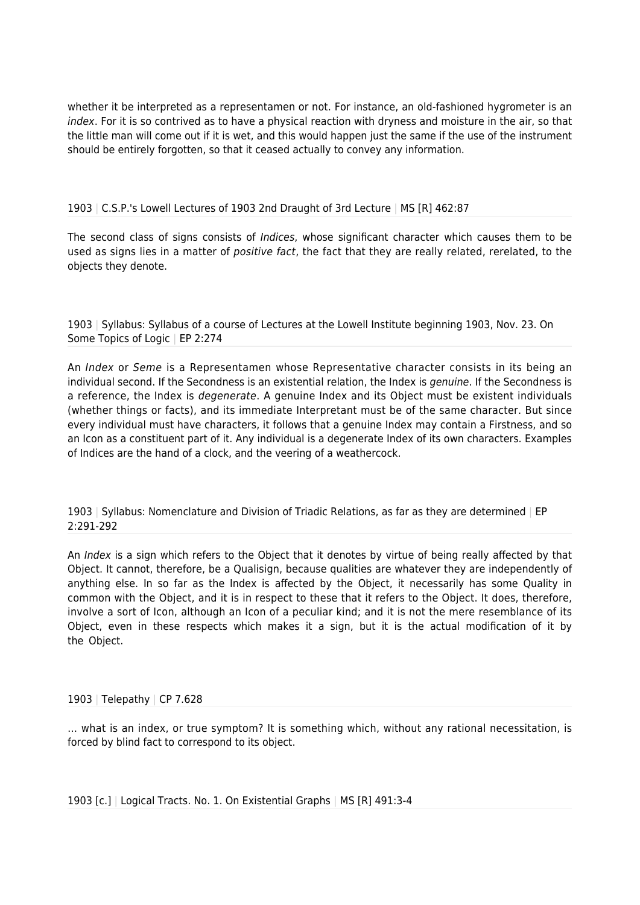whether it be interpreted as a representamen or not. For instance, an old-fashioned hygrometer is an *index*. For it is so contrived as to have a physical reaction with dryness and moisture in the air, so that the little man will come out if it is wet, and this would happen just the same if the use of the instrument should be entirely forgotten, so that it ceased actually to convey any information.

1903 | C.S.P.'s Lowell Lectures of 1903 2nd Draught of 3rd Lecture | MS [R] 462:87

The second class of signs consists of *Indices*, whose significant character which causes them to be used as signs lies in a matter of *positive fact*, the fact that they are really related, rerelated, to the objects they denote.

1903 | Syllabus: Syllabus of a course of Lectures at the Lowell Institute beginning 1903, Nov. 23. On Some Topics of Logic | EP 2:274

An *Index* or *Seme* is a Representamen whose Representative character consists in its being an individual second. If the Secondness is an existential relation, the Index is *genuine*. If the Secondness is a reference, the Index is *degenerate*. A genuine Index and its Object must be existent individuals (whether things or facts), and its immediate Interpretant must be of the same character. But since every individual must have characters, it follows that a genuine Index may contain a Firstness, and so an Icon as a constituent part of it. Any individual is a degenerate Index of its own characters. Examples of Indices are the hand of a clock, and the veering of a weathercock.

1903 | Syllabus: Nomenclature and Division of Triadic Relations, as far as they are determined | EP 2:291-292

An *Index* is a sign which refers to the Object that it denotes by virtue of being really affected by that Object. It cannot, therefore, be a Qualisign, because qualities are whatever they are independently of anything else. In so far as the Index is affected by the Object, it necessarily has some Quality in common with the Object, and it is in respect to these that it refers to the Object. It does, therefore, involve a sort of Icon, although an Icon of a peculiar kind; and it is not the mere resemblance of its Object, even in these respects which makes it a sign, but it is the actual modification of it by the Object.

1903 | Telepathy | CP 7.628

… what is an index, or true symptom? It is something which, without any rational necessitation, is forced by blind fact to correspond to its object.

1903 [c.] | Logical Tracts. No. 1. On Existential Graphs | MS [R] 491:3-4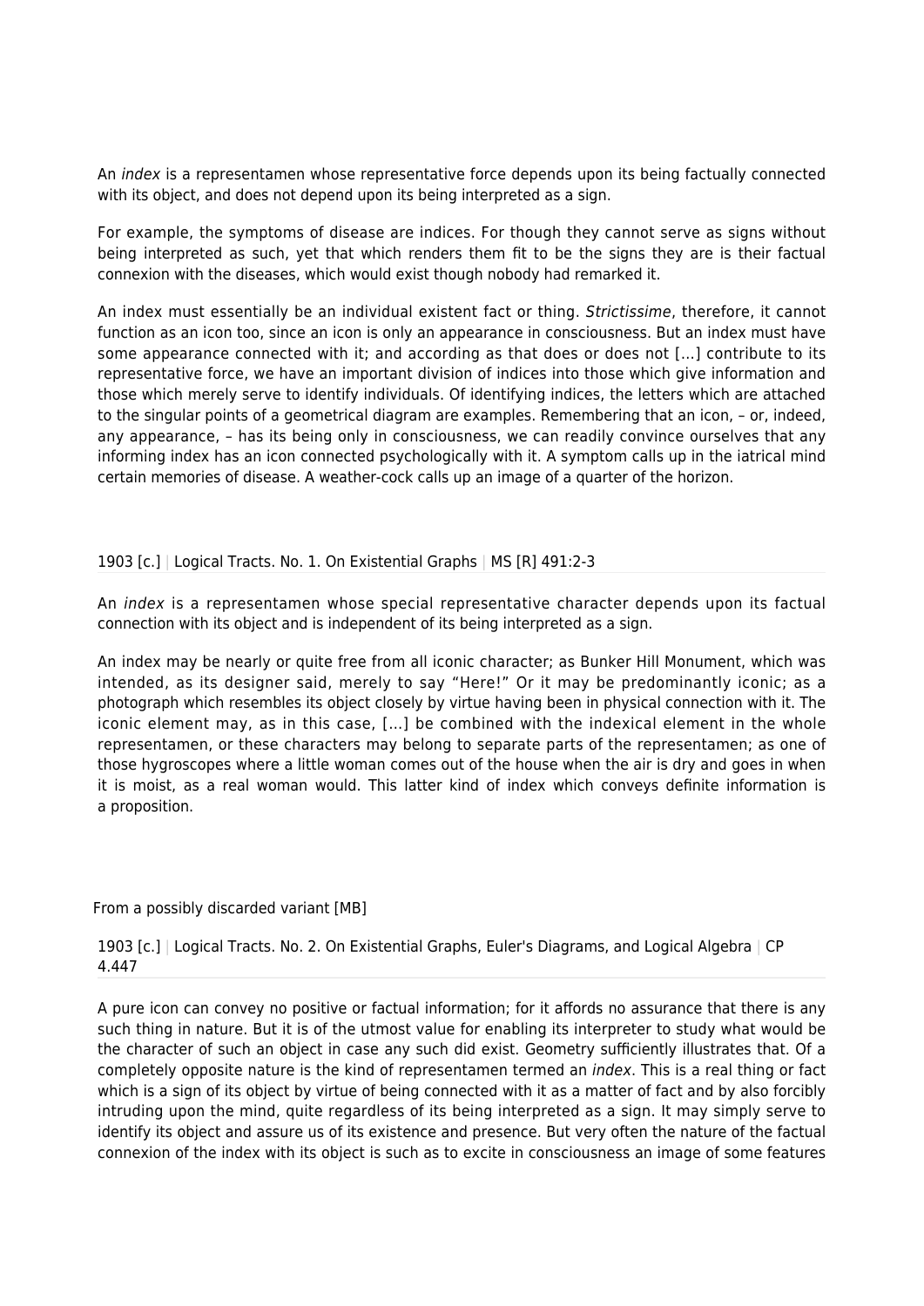An *index* is a representamen whose representative force depends upon its being factually connected with its object, and does not depend upon its being interpreted as a sign.

For example, the symptoms of disease are indices. For though they cannot serve as signs without being interpreted as such, yet that which renders them fit to be the signs they are is their factual connexion with the diseases, which would exist though nobody had remarked it.

An index must essentially be an individual existent fact or thing. *Strictissime*, therefore, it cannot function as an icon too, since an icon is only an appearance in consciousness. But an index must have some appearance connected with it; and according as that does or does not […] contribute to its representative force, we have an important division of indices into those which give information and those which merely serve to identify individuals. Of identifying indices, the letters which are attached to the singular points of a geometrical diagram are examples. Remembering that an icon, – or, indeed, any appearance, – has its being only in consciousness, we can readily convince ourselves that any informing index has an icon connected psychologically with it. A symptom calls up in the iatrical mind certain memories of disease. A weather-cock calls up an image of a quarter of the horizon.

1903 [c.] | Logical Tracts. No. 1. On Existential Graphs | MS [R] 491:2-3

An *index* is a representamen whose special representative character depends upon its factual connection with its object and is independent of its being interpreted as a sign.

An index may be nearly or quite free from all iconic character; as Bunker Hill Monument, which was intended, as its designer said, merely to say "Here!" Or it may be predominantly iconic; as a photograph which resembles its object closely by virtue having been in physical connection with it. The iconic element may, as in this case, […] be combined with the indexical element in the whole representamen, or these characters may belong to separate parts of the representamen; as one of those hygroscopes where a little woman comes out of the house when the air is dry and goes in when it is moist, as a real woman would. This latter kind of index which conveys definite information is a proposition.

From a possibly discarded variant [MB]

1903 [c.] | Logical Tracts. No. 2. On Existential Graphs, Euler's Diagrams, and Logical Algebra | CP 4.447

A pure icon can convey no positive or factual information; for it affords no assurance that there is any such thing in nature. But it is of the utmost value for enabling its interpreter to study what would be the character of such an object in case any such did exist. Geometry sufficiently illustrates that. Of a completely opposite nature is the kind of representamen termed an *index*. This is a real thing or fact which is a sign of its object by virtue of being connected with it as a matter of fact and by also forcibly intruding upon the mind, quite regardless of its being interpreted as a sign. It may simply serve to identify its object and assure us of its existence and presence. But very often the nature of the factual connexion of the index with its object is such as to excite in consciousness an image of some features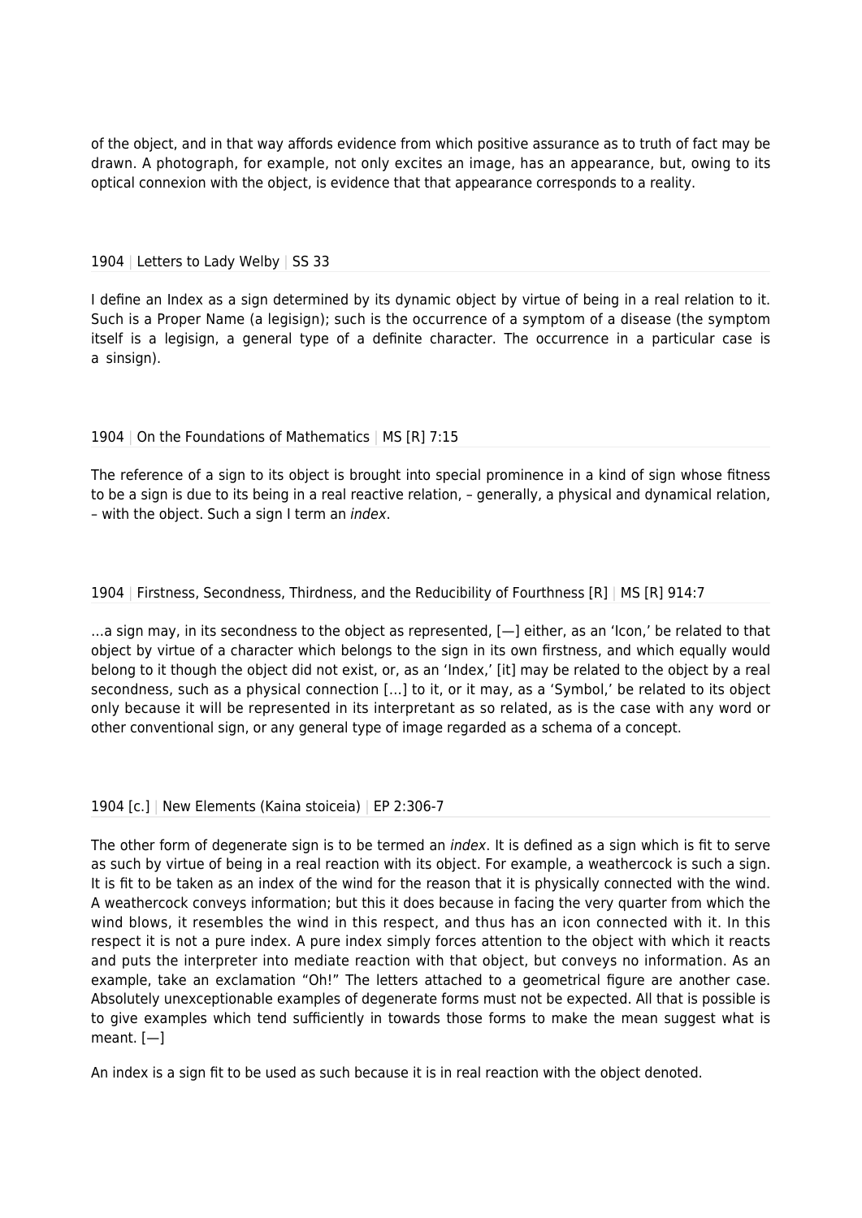of the object, and in that way affords evidence from which positive assurance as to truth of fact may be drawn. A photograph, for example, not only excites an image, has an appearance, but, owing to its optical connexion with the object, is evidence that that appearance corresponds to a reality.

1904 | Letters to Lady Welby | SS 33

I define an Index as a sign determined by its dynamic object by virtue of being in a real relation to it. Such is a Proper Name (a legisign); such is the occurrence of a symptom of a disease (the symptom itself is a legisign, a general type of a definite character. The occurrence in a particular case is a sinsign).

1904 | On the Foundations of Mathematics | MS [R] 7:15

The reference of a sign to its object is brought into special prominence in a kind of sign whose fitness to be a sign is due to its being in a real reactive relation, – generally, a physical and dynamical relation, – with the object. Such a sign I term an *index*.

1904 | Firstness, Secondness, Thirdness, and the Reducibility of Fourthness [R] | MS [R] 914:7

…a sign may, in its secondness to the object as represented, [—] either, as an 'Icon,' be related to that object by virtue of a character which belongs to the sign in its own firstness, and which equally would belong to it though the object did not exist, or, as an 'Index,' [it] may be related to the object by a real secondness, such as a physical connection […] to it, or it may, as a 'Symbol,' be related to its object only because it will be represented in its interpretant as so related, as is the case with any word or other conventional sign, or any general type of image regarded as a schema of a concept.

1904 [c.] | New Elements (Kaina stoiceia) | EP 2:306-7

The other form of degenerate sign is to be termed an *index*. It is defined as a sign which is fit to serve as such by virtue of being in a real reaction with its object. For example, a weathercock is such a sign. It is fit to be taken as an index of the wind for the reason that it is physically connected with the wind. A weathercock conveys information; but this it does because in facing the very quarter from which the wind blows, it resembles the wind in this respect, and thus has an icon connected with it. In this respect it is not a pure index. A pure index simply forces attention to the object with which it reacts and puts the interpreter into mediate reaction with that object, but conveys no information. As an example, take an exclamation "Oh!" The letters attached to a geometrical figure are another case. Absolutely unexceptionable examples of degenerate forms must not be expected. All that is possible is to give examples which tend sufficiently in towards those forms to make the mean suggest what is meant. [—]

An index is a sign fit to be used as such because it is in real reaction with the object denoted.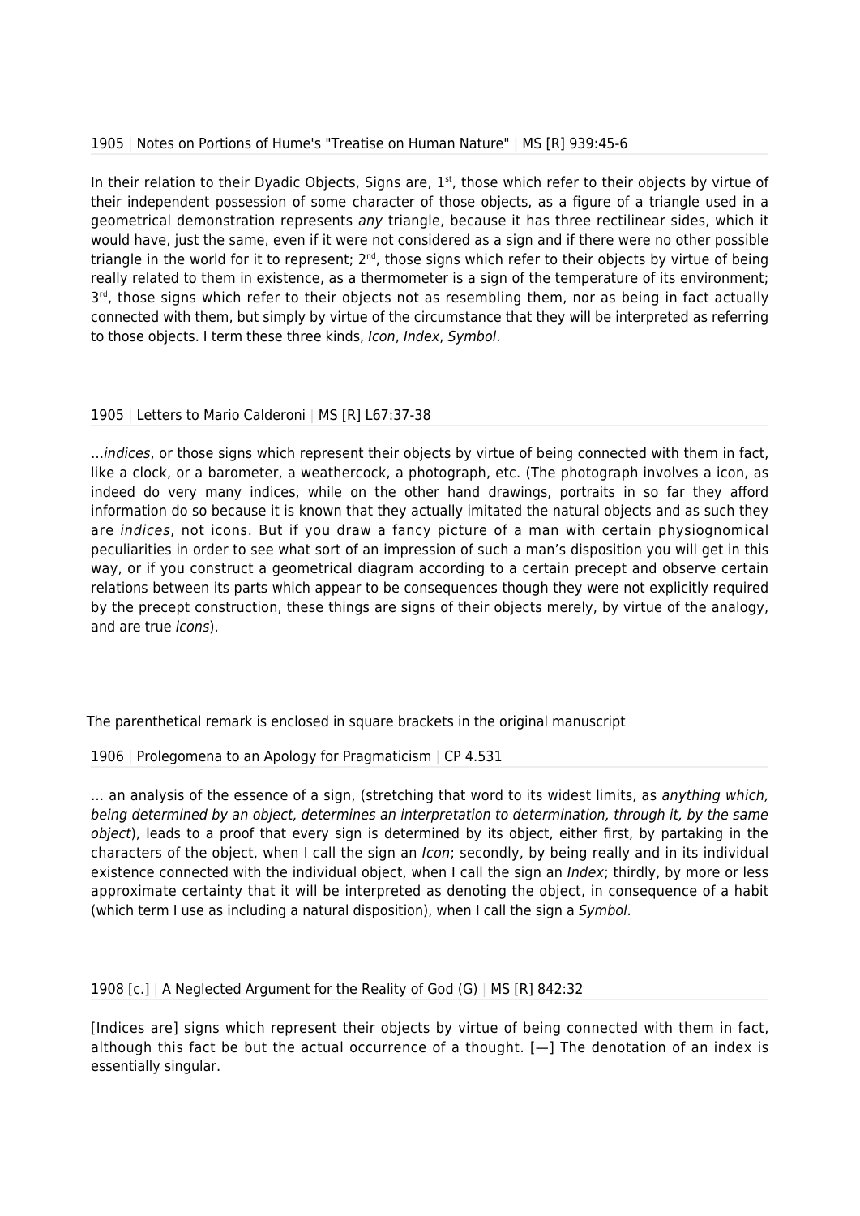1905 | Notes on Portions of Hume's "Treatise on Human Nature" | MS [R] 939:45-6

In their relation to their Dyadic Objects, Signs are, 1st, those which refer to their objects by virtue of their independent possession of some character of those objects, as a figure of a triangle used in a geometrical demonstration represents *any* triangle, because it has three rectilinear sides, which it would have, just the same, even if it were not considered as a sign and if there were no other possible triangle in the world for it to represent; 2nd, those signs which refer to their objects by virtue of being really related to them in existence, as a thermometer is a sign of the temperature of its environment; 3rd, those signs which refer to their objects not as resembling them, nor as being in fact actually connected with them, but simply by virtue of the circumstance that they will be interpreted as referring to those objects. I term these three kinds, *Icon*, *Index*, *Symbol*.

1905 | Letters to Mario Calderoni | MS [R] L67:37-38

…*indices*, or those signs which represent their objects by virtue of being connected with them in fact, like a clock, or a barometer, a weathercock, a photograph, etc. (The photograph involves a icon, as indeed do very many indices, while on the other hand drawings, portraits in so far they afford information do so because it is known that they actually imitated the natural objects and as such they are *indices*, not icons. But if you draw a fancy picture of a man with certain physiognomical peculiarities in order to see what sort of an impression of such a man's disposition you will get in this way, or if you construct a geometrical diagram according to a certain precept and observe certain relations between its parts which appear to be consequences though they were not explicitly required by the precept construction, these things are signs of their objects merely, by virtue of the analogy, and are true *icons*).

The parenthetical remark is enclosed in square brackets in the original manuscript

1906 | Prolegomena to an Apology for Pragmaticism | CP 4.531

… an analysis of the essence of a sign, (stretching that word to its widest limits, as *anything which, being determined by an object, determines an interpretation to determination, through it, by the same object*), leads to a proof that every sign is determined by its object, either first, by partaking in the characters of the object, when I call the sign an *Icon*; secondly, by being really and in its individual existence connected with the individual object, when I call the sign an *Index*; thirdly, by more or less approximate certainty that it will be interpreted as denoting the object, in consequence of a habit (which term I use as including a natural disposition), when I call the sign a *Symbol*.

1908 [c.] | A Neglected Argument for the Reality of God (G) | MS [R] 842:32

[Indices are] signs which represent their objects by virtue of being connected with them in fact, although this fact be but the actual occurrence of a thought. [—] The denotation of an index is essentially singular.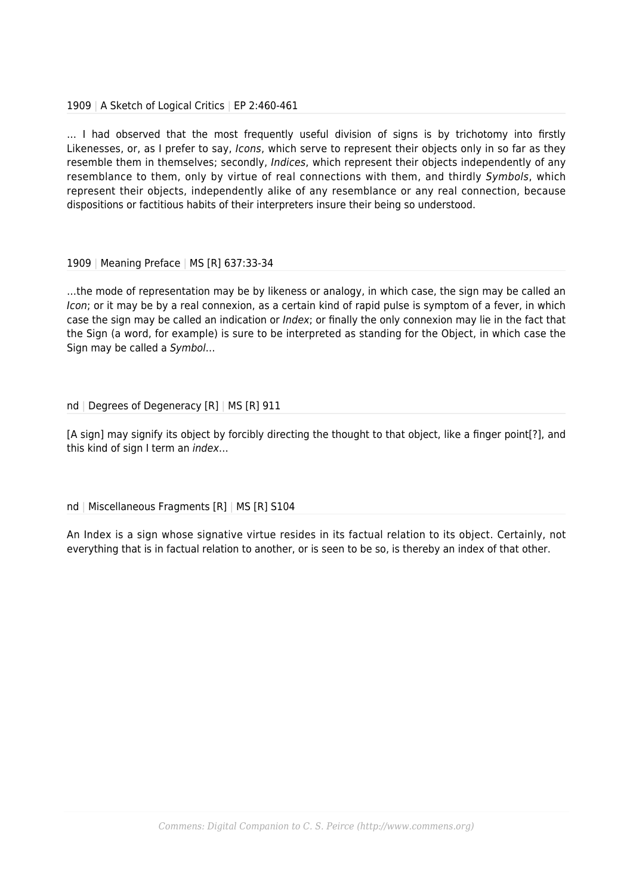1909 | A Sketch of Logical Critics | EP 2:460-461

… I had observed that the most frequently useful division of signs is by trichotomy into firstly Likenesses, or, as I prefer to say, *Icons*, which serve to represent their objects only in so far as they resemble them in themselves; secondly, *Indices*, which represent their objects independently of any resemblance to them, only by virtue of real connections with them, and thirdly *Symbols*, which represent their objects, independently alike of any resemblance or any real connection, because dispositions or factitious habits of their interpreters insure their being so understood.

1909 | Meaning Preface | MS [R] 637:33-34

…the mode of representation may be by likeness or analogy, in which case, the sign may be called an *Icon*; or it may be by a real connexion, as a certain kind of rapid pulse is symptom of a fever, in which case the sign may be called an indication or *Index*; or finally the only connexion may lie in the fact that the Sign (a word, for example) is sure to be interpreted as standing for the Object, in which case the Sign may be called a *Symbol*…

nd | Degrees of Degeneracy [R] | MS [R] 911

[A sign] may signify its object by forcibly directing the thought to that object, like a finger point[?], and this kind of sign I term an *index*…

nd | Miscellaneous Fragments [R] | MS [R] S104

An Index is a sign whose signative virtue resides in its factual relation to its object. Certainly, not everything that is in factual relation to another, or is seen to be so, is thereby an index of that other.